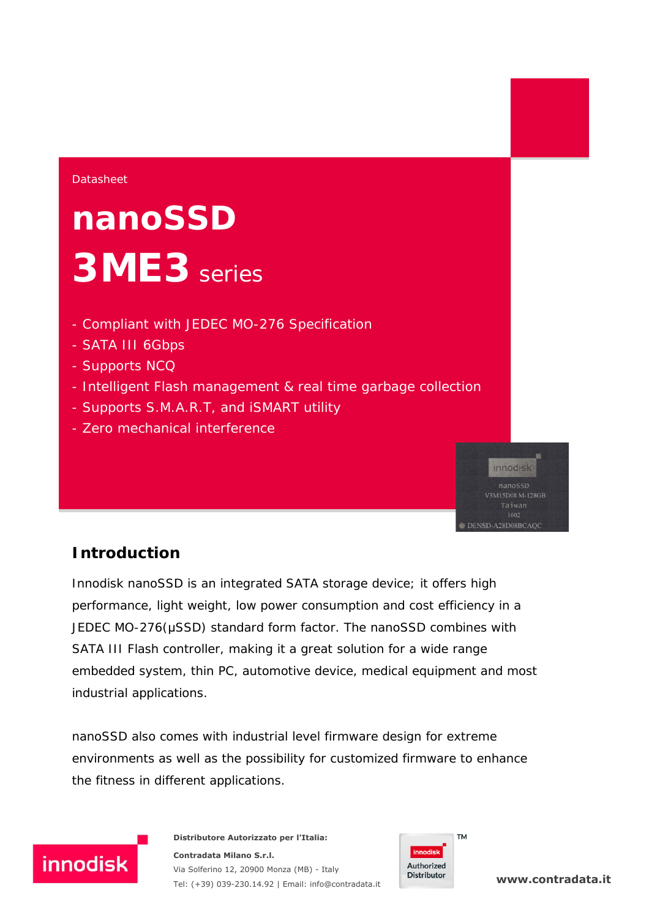Datasheet

# nanoSSD

# 3ME3 series

- Compliant with JEDEC MO-276 Specification
- SATA III 6Gbps
- Supports NCQ
- Intelligent Flash management & real time garbage collection
- Supports S.M.A.R.T, and iSMART utility
- Zero mechanical interference

## Introduction

Innodisk nanoSSD is an integrated SATA storage device; it offers high performance, light weight, low power consumption and cost efficiency in a JEDEC MO-276(μSSD) standard form factor. The nanoSSD combines with SATA III Flash controller, making it a great solution for a wide range embedded system, thin PC, automotive device, medical equipment and most industrial applications.

nanoSSD also comes with industrial level firmware design for extreme environments as well as the possibility for customized firmware to enhance the fitness in different applications.

**Distributore Autorizzato per l'Italia:**

**Contradata Milano S.r.l.**

Via Solferino 12, 20900 Monza (MB) - Italy

Tel: (+39) 039-230.14.92 | Email: info@contradata.it

**www.contradata.it**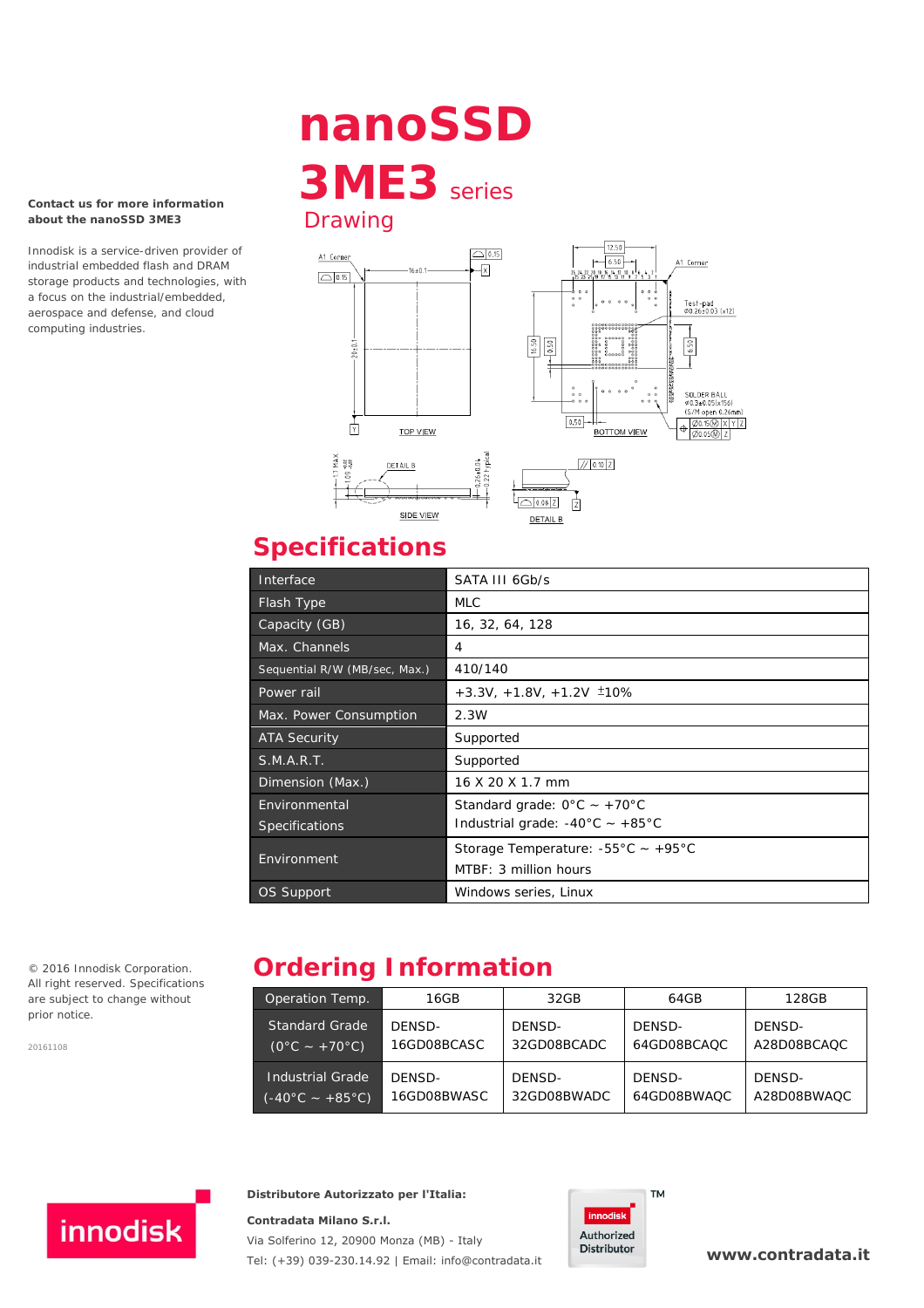# nanoSSD 3ME3 series

## Drawing

**Contact us for more information about the nanoSSD 3ME3**

Innodisk is a service-driven provider of industrial embedded flash and DRAM storage products and technologies, with a focus on the industrial/embedded, aerospace and defense, and cloud computing industries.

TOP VIEW

BOTTOM VIEW

SIDE VIEW

DETAIL B

## Specifications

| | |
|---|---|
| Interface | SATA III 6Gb/s |
| Flash Type | MLC |
| Capacity (GB) | 16, 32, 64, 128 |
| Max. Channels | 4 |
| Sequential R/W (MB/sec, Max.) | 410/140 |
| Power rail | +3.3V, +1.8V, +1.2V ±10% |
| Max. Power Consumption | 2.3W |
| ATA Security | Supported |
| S.M.A.R.T. | Supported |
| Dimension (Max.) | 16 X 20 X 1.7 mm |
| Environmental Specifications | Standard grade: 0°C ~ +70°C<br>Industrial grade: -40°C ~ +85°C |
| Environment | Storage Temperature: -55°C ~ +95°C<br>MTBF: 3 million hours |
| OS Support | Windows series, Linux |

## Ordering Information

| Operation Temp. | 16GB | 32GB | 64GB | 128GB |
|---|---|---|---|---|
| Standard Grade (0°C ~ +70°C) | DENSD-16GD08BCASC | DENSD-32GD08BCADC | DENSD-64GD08BCAQC | DENSD-A28D08BCAQC |
| Industrial Grade (-40°C ~ +85°C) | DENSD-16GD08BWASC | DENSD-32GD08BWADC | DENSD-64GD08BWAQC | DENSD-A28D08BWAQC |

© 2016 Innodisk Corporation. All right reserved. Specifications are subject to change without prior notice.

20161108

innodisk

**Distributore Autorizzato per l'Italia:**

**Contradata Milano S.r.l.**
Via Solferino 12, 20900 Monza (MB) - Italy
Tel: (+39) 039-230.14.92 | Email: info@contradata.it

innodisk Authorized Distributor™

**www.contradata.it**